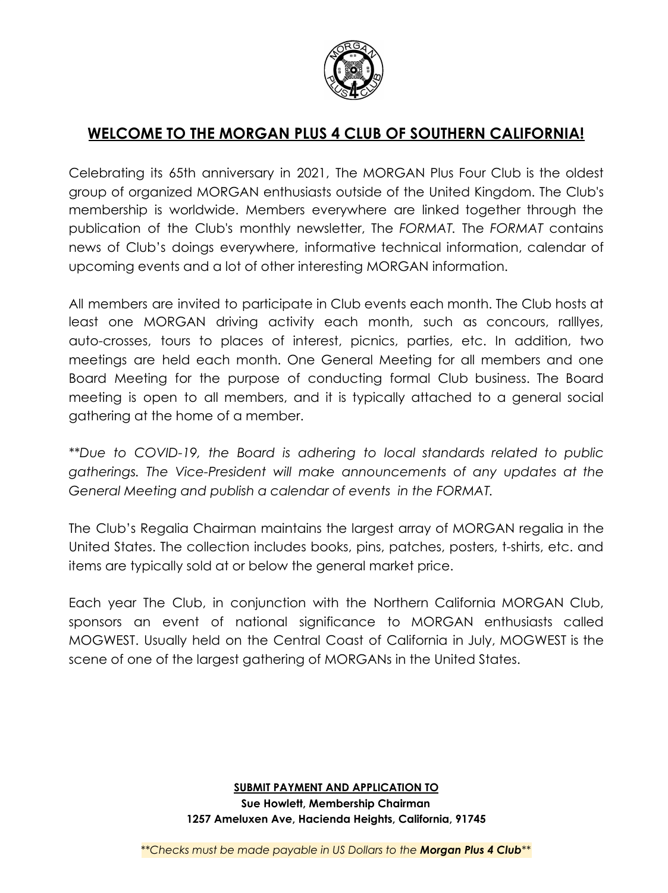# WELCOME TO THE MORGAN PLUS 4 CLUB OF SOUTHERN CALIFORNIA!

Celebrating its 65th anniversary in 2021, The MORGAN Plus Four Club is the oldest group of organized MORGAN enthusiasts outside of the United Kingdom. The Club's membership is worldwide. Members everywhere are linked together through the publication of the Club's monthly newsletter, The *FORMAT*. The *FORMAT* contains news of Club's doings everywhere, informative technical information, calendar of upcoming events and a lot of other interesting MORGAN information.

All members are invited to participate in Club events each month. The Club hosts at least one MORGAN driving activity each month, such as concours, ralllyes, auto-crosses, tours to places of interest, picnics, parties, etc. In addition, two meetings are held each month. One General Meeting for all members and one Board Meeting for the purpose of conducting formal Club business. The Board meeting is open to all members, and it is typically attached to a general social gathering at the home of a member.

*\*\*Due to COVID-19, the Board is adhering to local standards related to public gatherings. The Vice-President will make announcements of any updates at the General Meeting and publish a calendar of events in the FORMAT.*

The Club's Regalia Chairman maintains the largest array of MORGAN regalia in the United States. The collection includes books, pins, patches, posters, t-shirts, etc. and items are typically sold at or below the general market price.

Each year The Club, in conjunction with the Northern California MORGAN Club, sponsors an event of national significance to MORGAN enthusiasts called MOGWEST. Usually held on the Central Coast of California in July, MOGWEST is the scene of one of the largest gathering of MORGANs in the United States.

**SUBMIT PAYMENT AND APPLICATION TO**

**Sue Howlett, Membership Chairman**
**1257 Ameluxen Ave, Hacienda Heights, California, 91745**

*\*\*Checks must be made payable in US Dollars to the **Morgan Plus 4 Club**\*\**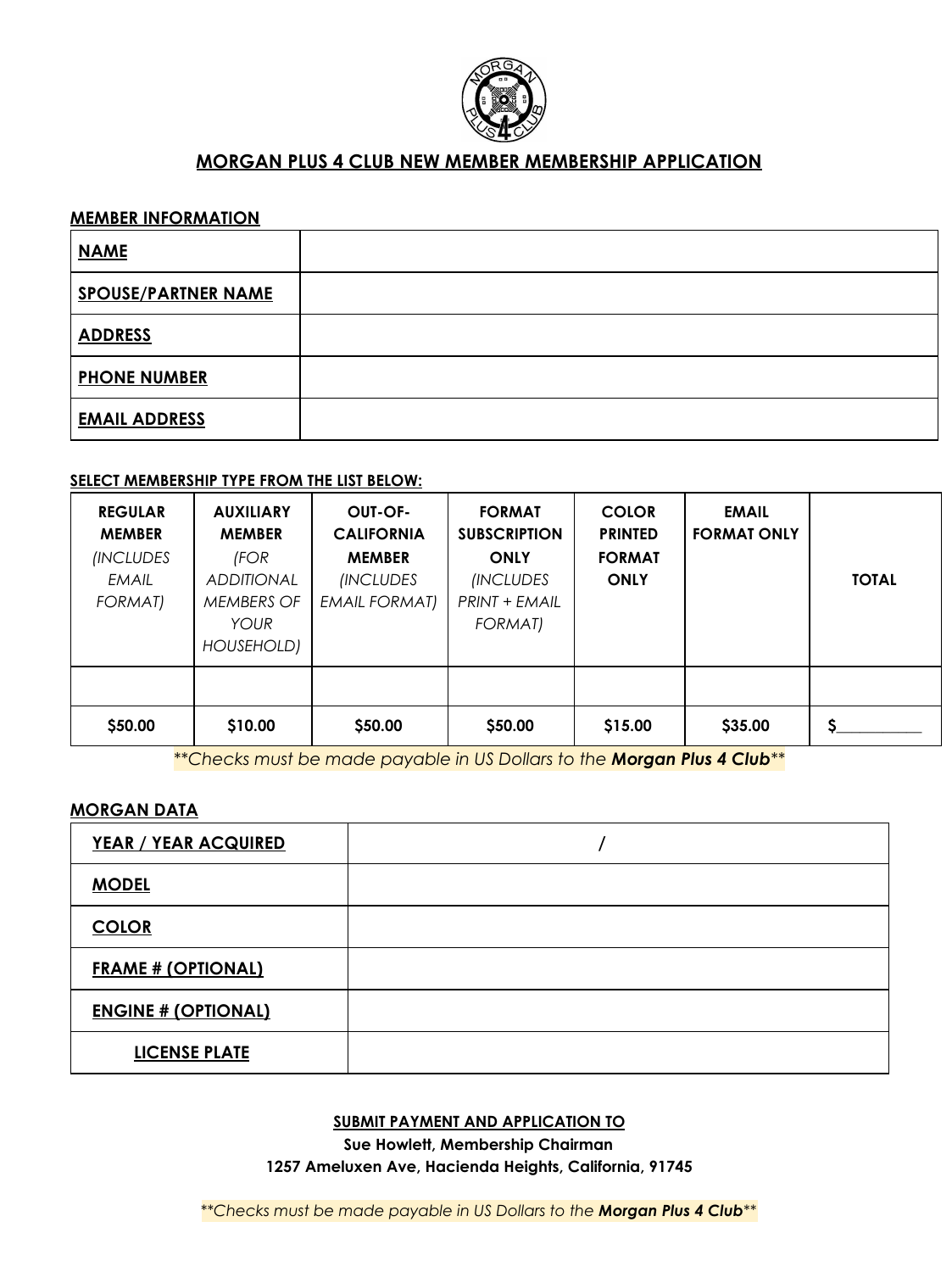## MORGAN PLUS 4 CLUB NEW MEMBER MEMBERSHIP APPLICATION

### MEMBER INFORMATION

| **NAME** | |
|---|---|
| **SPOUSE/PARTNER NAME** | |
| **ADDRESS** | |
| **PHONE NUMBER** | |
| **EMAIL ADDRESS** | |

### SELECT MEMBERSHIP TYPE FROM THE LIST BELOW:

| **REGULAR MEMBER** *(INCLUDES EMAIL FORMAT)* | **AUXILIARY MEMBER** *(FOR ADDITIONAL MEMBERS OF YOUR HOUSEHOLD)* | **OUT-OF-CALIFORNIA MEMBER** *(INCLUDES EMAIL FORMAT)* | **FORMAT SUBSCRIPTION ONLY** *(INCLUDES PRINT + EMAIL FORMAT)* | **COLOR PRINTED FORMAT ONLY** | **EMAIL FORMAT ONLY** | **TOTAL** |
|---|---|---|---|---|---|---|
| | | | | | | |
| **$50.00** | **$10.00** | **$50.00** | **$50.00** | **$15.00** | **$35.00** | **$**__________ |

*\*\*Checks must be made payable in US Dollars to the **Morgan Plus 4 Club**\*\**

### MORGAN DATA

| **YEAR / YEAR ACQUIRED** | / |
|---|---|
| **MODEL** | |
| **COLOR** | |
| **FRAME # (OPTIONAL)** | |
| **ENGINE # (OPTIONAL)** | |
| **LICENSE PLATE** | |

**SUBMIT PAYMENT AND APPLICATION TO**

**Sue Howlett, Membership Chairman**

**1257 Ameluxen Ave, Hacienda Heights, California, 91745**

*\*\*Checks must be made payable in US Dollars to the **Morgan Plus 4 Club**\*\**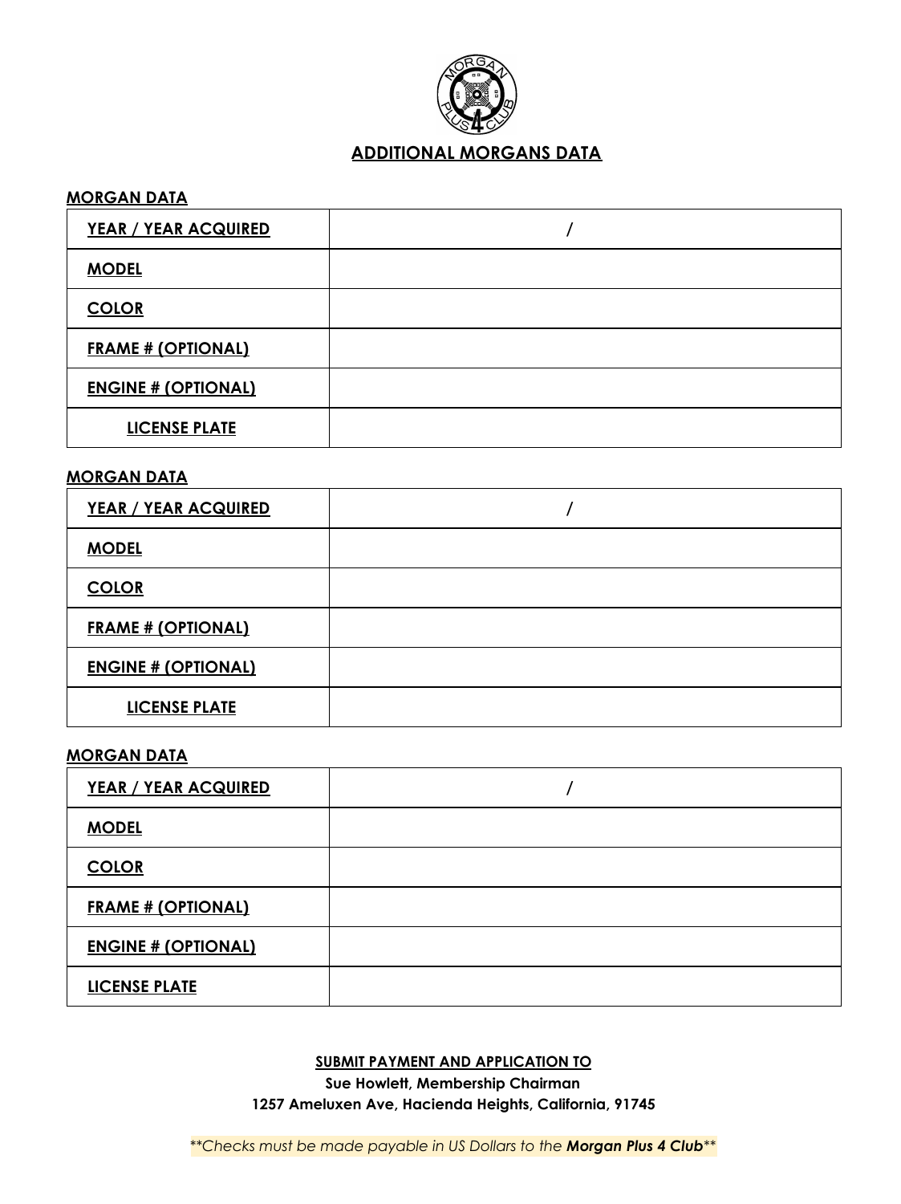## ADDITIONAL MORGANS DATA

**MORGAN DATA**

| **YEAR / YEAR ACQUIRED** | / |
|---|---|
| **MODEL** | |
| **COLOR** | |
| **FRAME # (OPTIONAL)** | |
| **ENGINE # (OPTIONAL)** | |
| **LICENSE PLATE** | |

**MORGAN DATA**

| **YEAR / YEAR ACQUIRED** | / |
|---|---|
| **MODEL** | |
| **COLOR** | |
| **FRAME # (OPTIONAL)** | |
| **ENGINE # (OPTIONAL)** | |
| **LICENSE PLATE** | |

**MORGAN DATA**

| **YEAR / YEAR ACQUIRED** | / |
|---|---|
| **MODEL** | |
| **COLOR** | |
| **FRAME # (OPTIONAL)** | |
| **ENGINE # (OPTIONAL)** | |
| **LICENSE PLATE** | |

**SUBMIT PAYMENT AND APPLICATION TO**

**Sue Howlett, Membership Chairman**

**1257 Ameluxen Ave, Hacienda Heights, California, 91745**

*\*\*Checks must be made payable in US Dollars to the **Morgan Plus 4 Club**\*\**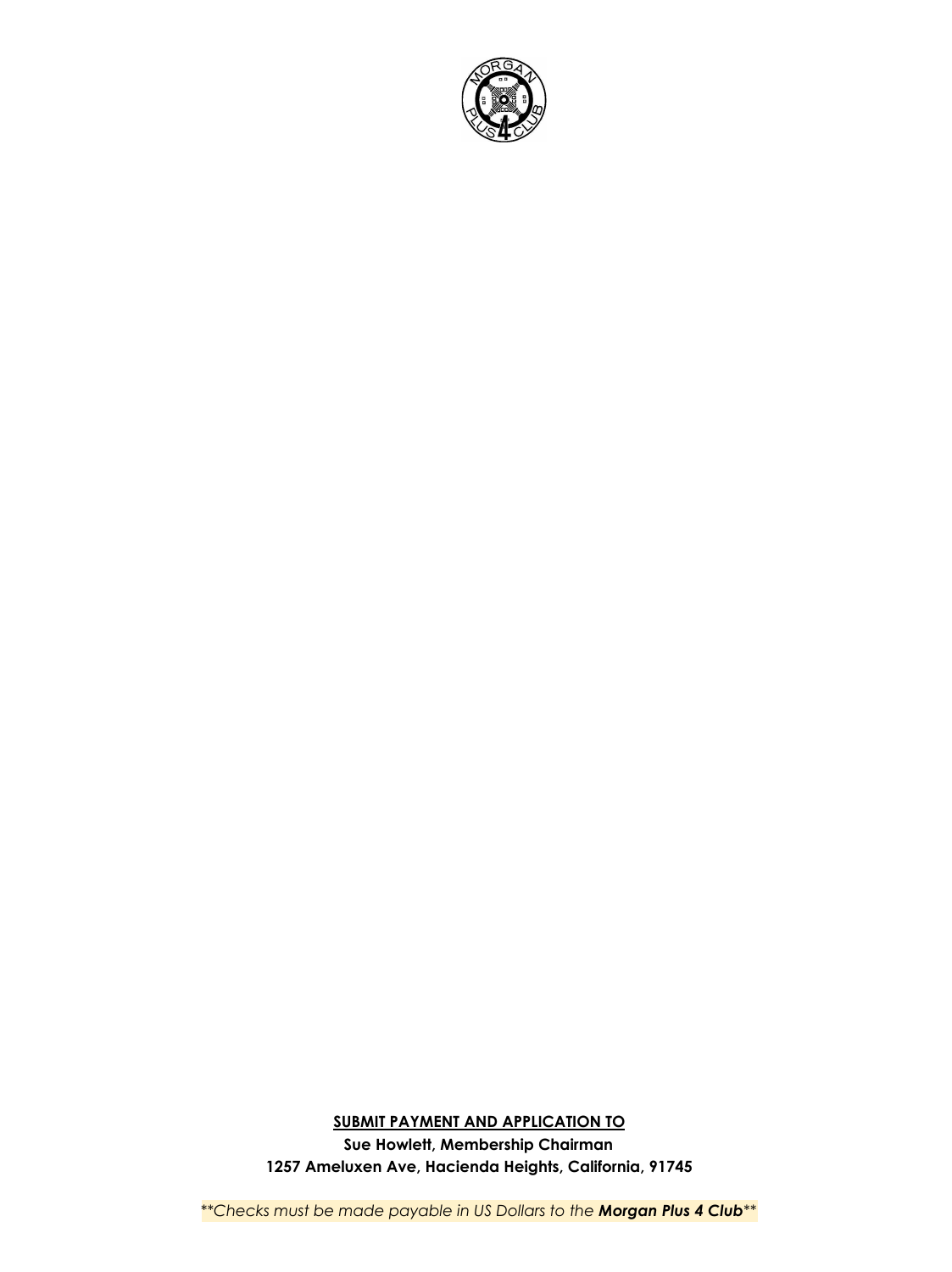**SUBMIT PAYMENT AND APPLICATION TO**

**Sue Howlett, Membership Chairman**

**1257 Ameluxen Ave, Hacienda Heights, California, 91745**

*\*\*Checks must be made payable in US Dollars to the **Morgan Plus 4 Club**\*\**